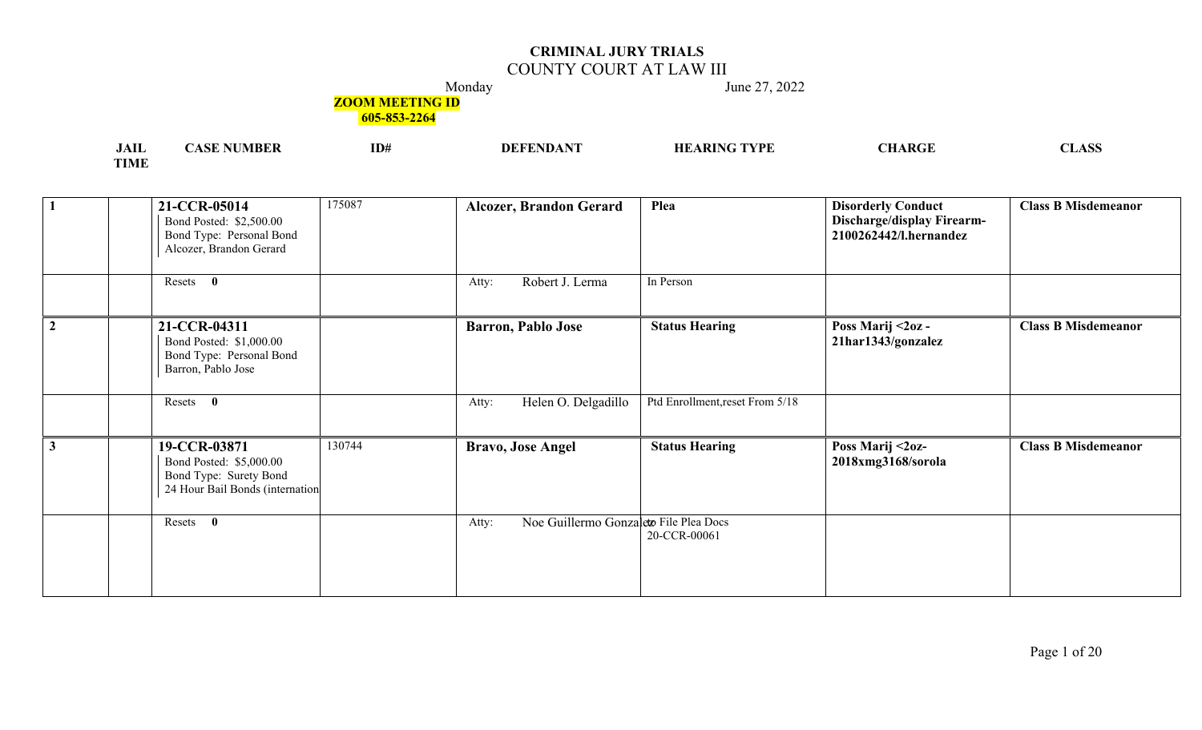# CRIMINAL JURY TRIALS

## COUNTY COURT AT LAW III

Monday June 27, 2022

**ZOOM MEETING ID 605-853-2264**

| | JAIL TIME | CASE NUMBER | ID# | DEFENDANT | HEARING TYPE | CHARGE | CLASS |
|---|---|---|---|---|---|---|---|
| **1** | | **21-CCR-05014**<br>Bond Posted: $2,500.00<br>Bond Type: Personal Bond<br>Alcozer, Brandon Gerard | 175087 | **Alcozer, Brandon Gerard** | **Plea** | **Disorderly Conduct Discharge/display Firearm-2100262442/l.hernandez** | **Class B Misdemeanor** |
| | | Resets **0** | | Atty: Robert J. Lerma | In Person | | |
| **2** | | **21-CCR-04311**<br>Bond Posted: $1,000.00<br>Bond Type: Personal Bond<br>Barron, Pablo Jose | | **Barron, Pablo Jose** | **Status Hearing** | **Poss Marij <2oz - 21har1343/gonzalez** | **Class B Misdemeanor** |
| | | Resets **0** | | Atty: Helen O. Delgadillo | Ptd Enrollment,reset From 5/18 | | |
| **3** | | **19-CCR-03871**<br>Bond Posted: $5,000.00<br>Bond Type: Surety Bond<br>24 Hour Bail Bonds (internation | 130744 | **Bravo, Jose Angel** | **Status Hearing** | **Poss Marij <2oz-2018xmg3168/sorola** | **Class B Misdemeanor** |
| | | Resets **0** | | Atty: Noe Guillermo Gonzalez | to File Plea Docs<br>20-CCR-00061 | | |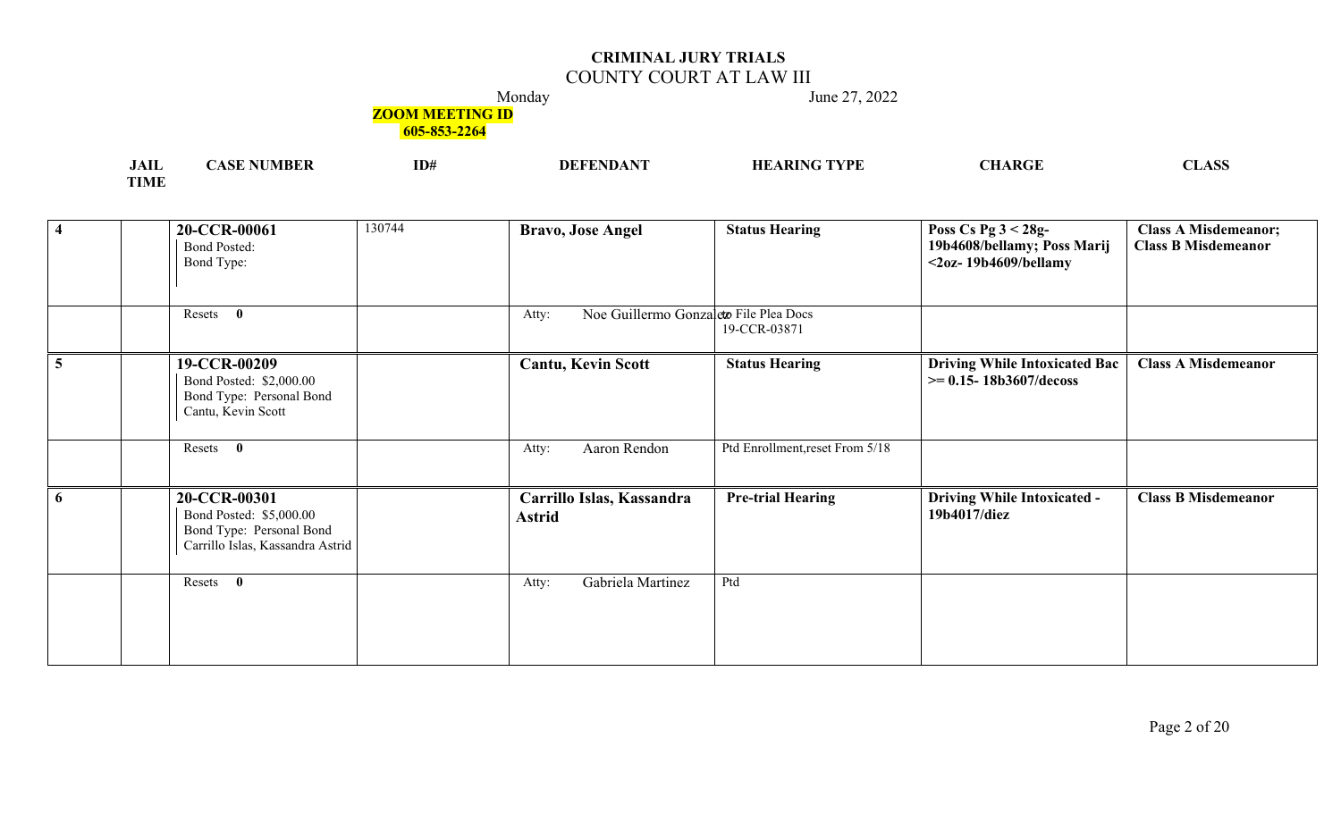# CRIMINAL JURY TRIALS

## COUNTY COURT AT LAW III

Monday June 27, 2022

**ZOOM MEETING ID 605-853-2264**

| | JAIL TIME | CASE NUMBER | ID# | DEFENDANT | HEARING TYPE | CHARGE | CLASS |
|---|---|---|---|---|---|---|---|
| 4 | | **20-CCR-00061**<br>Bond Posted:<br>Bond Type: | 130744 | **Bravo, Jose Angel** | **Status Hearing** | **Poss Cs Pg 3 < 28g- 19b4608/bellamy; Poss Marij <2oz- 19b4609/bellamy** | **Class A Misdemeanor; Class B Misdemeanor** |
| | | Resets **0** | | Atty: Noe Guillermo Gonzalez | to File Plea Docs 19-CCR-03871 | | |
| 5 | | **19-CCR-00209**<br>Bond Posted: $2,000.00<br>Bond Type: Personal Bond<br>Cantu, Kevin Scott | | **Cantu, Kevin Scott** | **Status Hearing** | **Driving While Intoxicated Bac >= 0.15- 18b3607/decoss** | **Class A Misdemeanor** |
| | | Resets **0** | | Atty: Aaron Rendon | Ptd Enrollment,reset From 5/18 | | |
| 6 | | **20-CCR-00301**<br>Bond Posted: $5,000.00<br>Bond Type: Personal Bond<br>Carrillo Islas, Kassandra Astrid | | **Carrillo Islas, Kassandra Astrid** | **Pre-trial Hearing** | **Driving While Intoxicated - 19b4017/diez** | **Class B Misdemeanor** |
| | | Resets **0** | | Atty: Gabriela Martinez | Ptd | | |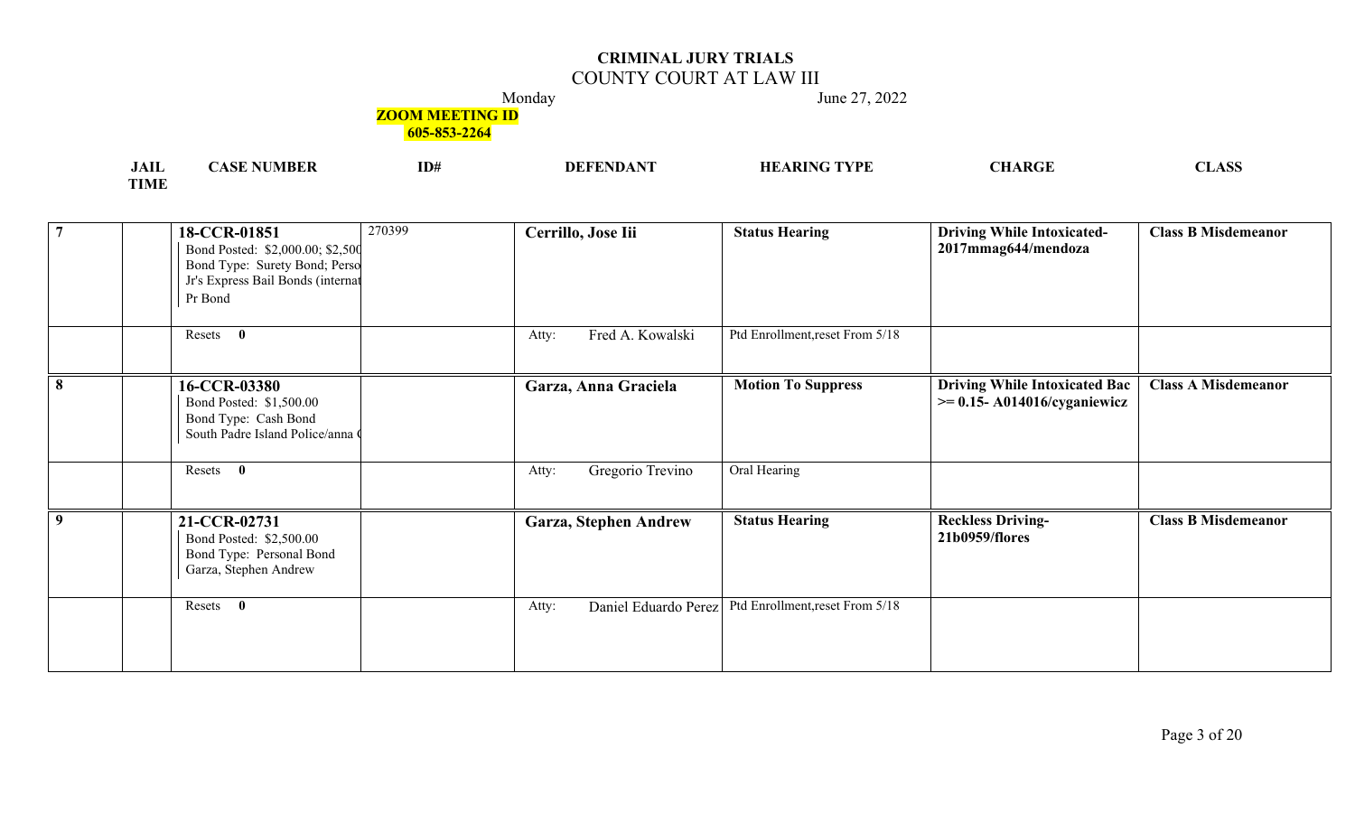# CRIMINAL JURY TRIALS

## COUNTY COURT AT LAW III

Monday June 27, 2022

**ZOOM MEETING ID**
**605-853-2264**

| | JAIL TIME | CASE NUMBER | ID# | DEFENDANT | HEARING TYPE | CHARGE | CLASS |
|---|---|---|---|---|---|---|---|
| **7** | | **18-CCR-01851** Bond Posted: $2,000.00; $2,500 Bond Type: Surety Bond; Perso Jr's Express Bail Bonds (internat Pr Bond | 270399 | **Cerrillo, Jose Iii** | **Status Hearing** | **Driving While Intoxicated-2017mmag644/mendoza** | **Class B Misdemeanor** |
| | | Resets **0** | | Atty: Fred A. Kowalski | Ptd Enrollment,reset From 5/18 | | |
| **8** | | **16-CCR-03380** Bond Posted: $1,500.00 Bond Type: Cash Bond South Padre Island Police/anna ( | | **Garza, Anna Graciela** | **Motion To Suppress** | **Driving While Intoxicated Bac >= 0.15- A014016/cyganiewicz** | **Class A Misdemeanor** |
| | | Resets **0** | | Atty: Gregorio Trevino | Oral Hearing | | |
| **9** | | **21-CCR-02731** Bond Posted: $2,500.00 Bond Type: Personal Bond Garza, Stephen Andrew | | **Garza, Stephen Andrew** | **Status Hearing** | **Reckless Driving-21b0959/flores** | **Class B Misdemeanor** |
| | | Resets **0** | | Atty: Daniel Eduardo Perez | Ptd Enrollment,reset From 5/18 | | |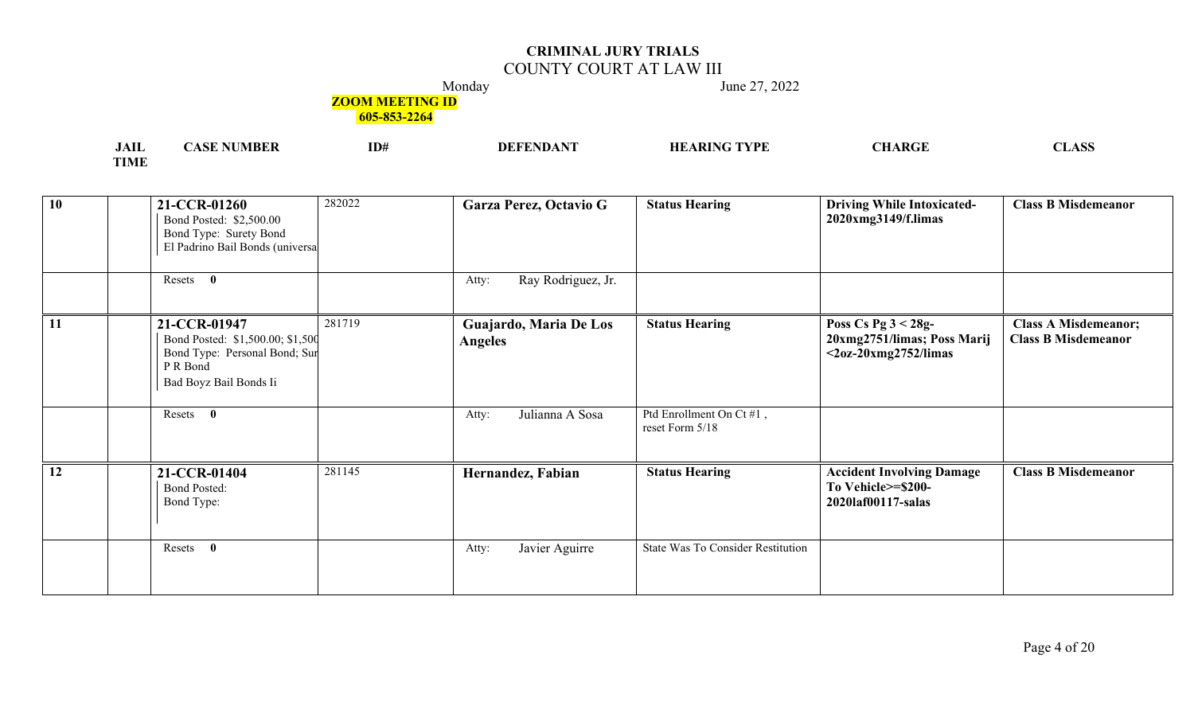# CRIMINAL JURY TRIALS

## COUNTY COURT AT LAW III

Monday June 27, 2022

**ZOOM MEETING ID**
**605-853-2264**

| | JAIL TIME | CASE NUMBER | ID# | DEFENDANT | HEARING TYPE | CHARGE | CLASS |
|---|---|---|---|---|---|---|---|
| **10** | | **21-CCR-01260**<br>Bond Posted: $2,500.00<br>Bond Type: Surety Bond<br>El Padrino Bail Bonds (universa | 282022 | **Garza Perez, Octavio G** | **Status Hearing** | **Driving While Intoxicated-2020xmg3149/f.limas** | **Class B Misdemeanor** |
| | | Resets **0** | | Atty: Ray Rodriguez, Jr. | | | |
| **11** | | **21-CCR-01947**<br>Bond Posted: $1,500.00; $1,500<br>Bond Type: Personal Bond; Sur<br>P R Bond<br>Bad Boyz Bail Bonds Ii | 281719 | **Guajardo, Maria De Los Angeles** | **Status Hearing** | **Poss Cs Pg 3 < 28g-20xmg2751/limas; Poss Marij <2oz-20xmg2752/limas** | **Class A Misdemeanor; Class B Misdemeanor** |
| | | Resets **0** | | Atty: Julianna A Sosa | Ptd Enrollment On Ct #1 , reset Form 5/18 | | |
| **12** | | **21-CCR-01404**<br>Bond Posted:<br>Bond Type: | 281145 | **Hernandez, Fabian** | **Status Hearing** | **Accident Involving Damage To Vehicle>=$200-2020laf00117-salas** | **Class B Misdemeanor** |
| | | Resets **0** | | Atty: Javier Aguirre | State Was To Consider Restitution | | |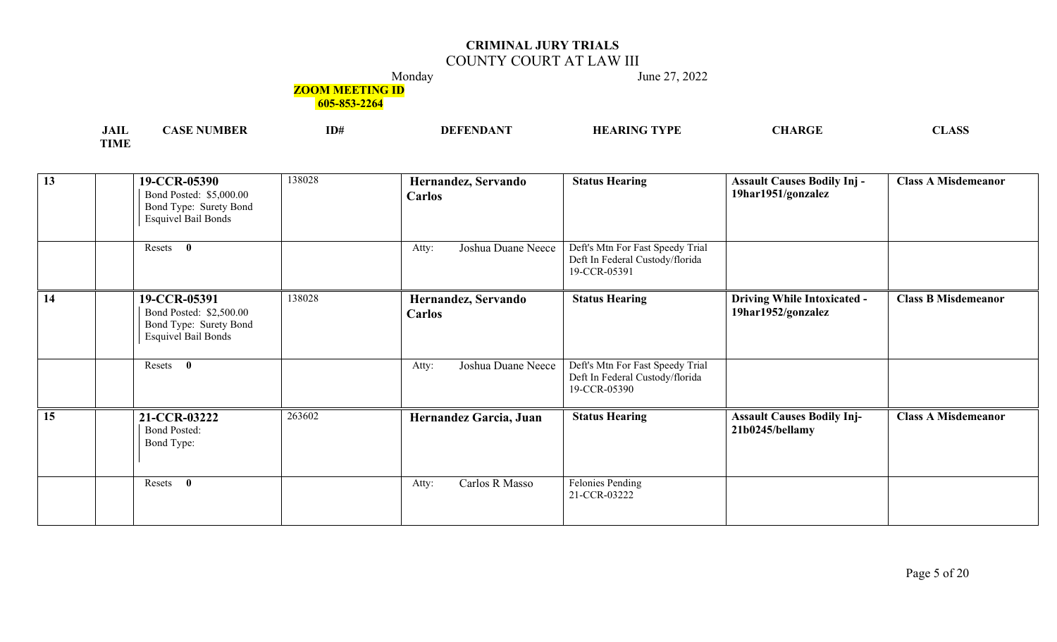# CRIMINAL JURY TRIALS

## COUNTY COURT AT LAW III

Monday June 27, 2022

**ZOOM MEETING ID**
**605-853-2264**

| | JAIL TIME | CASE NUMBER | ID# | DEFENDANT | HEARING TYPE | CHARGE | CLASS |
|---|---|---|---|---|---|---|---|
| 13 | | **19-CCR-05390**<br>Bond Posted: $5,000.00<br>Bond Type: Surety Bond<br>Esquivel Bail Bonds | 138028 | **Hernandez, Servando Carlos** | **Status Hearing** | **Assault Causes Bodily Inj - 19har1951/gonzalez** | **Class A Misdemeanor** |
| | | Resets **0** | | Atty: Joshua Duane Neece | Deft's Mtn For Fast Speedy Trial<br>Deft In Federal Custody/florida<br>19-CCR-05391 | | |
| 14 | | **19-CCR-05391**<br>Bond Posted: $2,500.00<br>Bond Type: Surety Bond<br>Esquivel Bail Bonds | 138028 | **Hernandez, Servando Carlos** | **Status Hearing** | **Driving While Intoxicated - 19har1952/gonzalez** | **Class B Misdemeanor** |
| | | Resets **0** | | Atty: Joshua Duane Neece | Deft's Mtn For Fast Speedy Trial<br>Deft In Federal Custody/florida<br>19-CCR-05390 | | |
| 15 | | **21-CCR-03222**<br>Bond Posted:<br>Bond Type: | 263602 | **Hernandez Garcia, Juan** | **Status Hearing** | **Assault Causes Bodily Inj- 21b0245/bellamy** | **Class A Misdemeanor** |
| | | Resets **0** | | Atty: Carlos R Masso | Felonies Pending<br>21-CCR-03222 | | |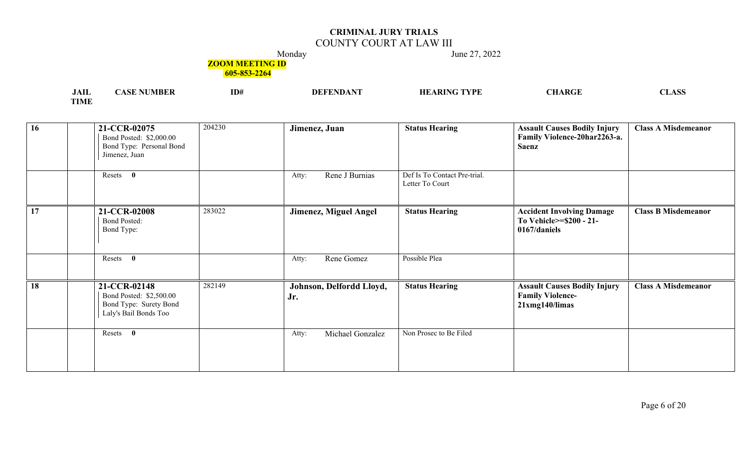# CRIMINAL JURY TRIALS

## COUNTY COURT AT LAW III

Monday June 27, 2022

**ZOOM MEETING ID**
**605-853-2264**

| JAIL TIME | | CASE NUMBER | ID# | DEFENDANT | HEARING TYPE | CHARGE | CLASS |
|---|---|---|---|---|---|---|---|
| 16 | | **21-CCR-02075** Bond Posted: $2,000.00 Bond Type: Personal Bond Jimenez, Juan | 204230 | **Jimenez, Juan** | **Status Hearing** | **Assault Causes Bodily Injury Family Violence-20har2263-a. Saenz** | **Class A Misdemeanor** |
| | | Resets **0** | | Atty: Rene J Burnias | Def Is To Contact Pre-trial. Letter To Court | | |
| 17 | | **21-CCR-02008** Bond Posted: Bond Type: | 283022 | **Jimenez, Miguel Angel** | **Status Hearing** | **Accident Involving Damage To Vehicle>=$200 - 21-0167/daniels** | **Class B Misdemeanor** |
| | | Resets **0** | | Atty: Rene Gomez | Possible Plea | | |
| 18 | | **21-CCR-02148** Bond Posted: $2,500.00 Bond Type: Surety Bond Laly's Bail Bonds Too | 282149 | **Johnson, Delfordd Lloyd, Jr.** | **Status Hearing** | **Assault Causes Bodily Injury Family Violence-21xmg140/limas** | **Class A Misdemeanor** |
| | | Resets **0** | | Atty: Michael Gonzalez | Non Prosec to Be Filed | | |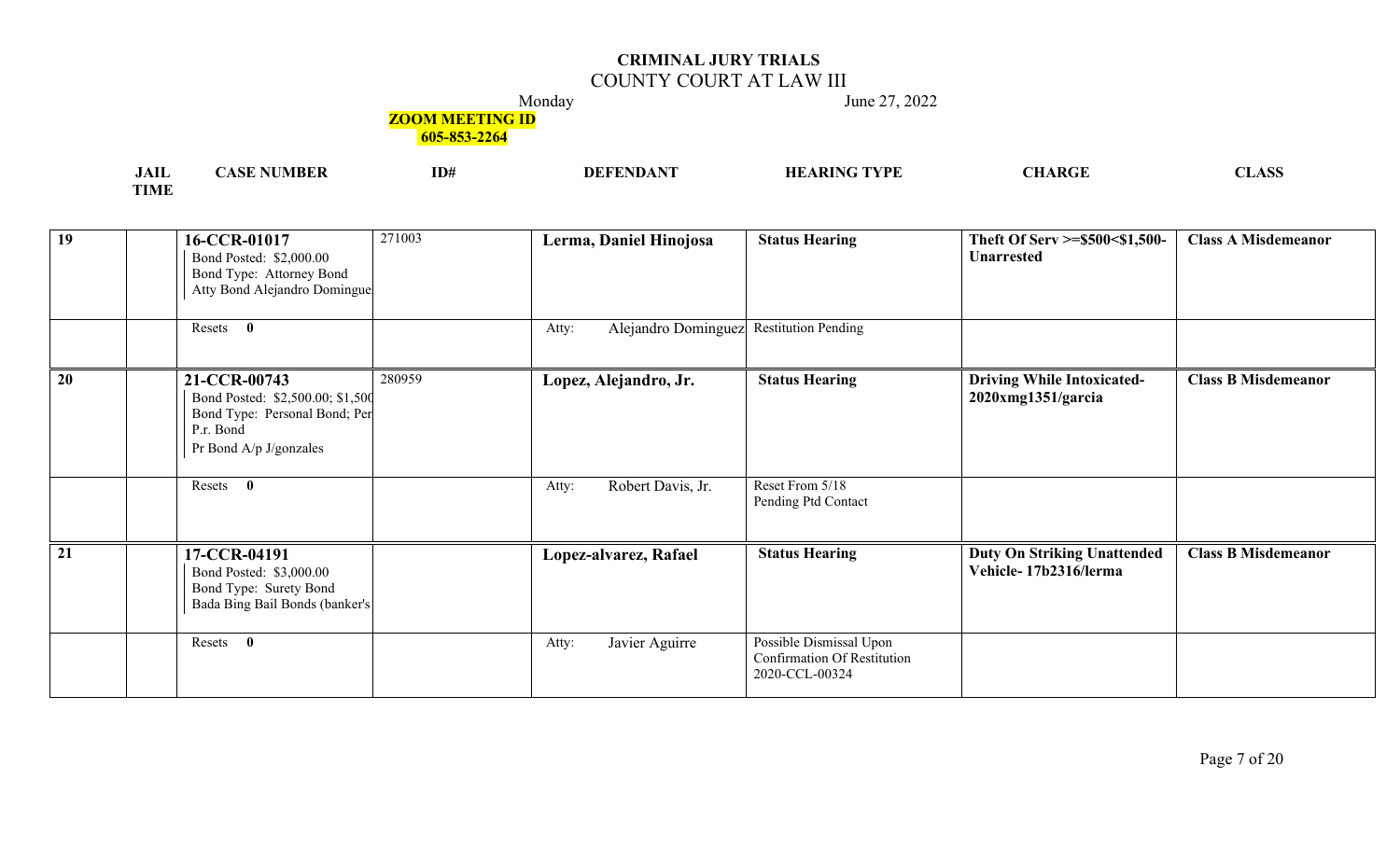# CRIMINAL JURY TRIALS

## COUNTY COURT AT LAW III

Monday June 27, 2022

**ZOOM MEETING ID 605-853-2264**

| | JAIL TIME | CASE NUMBER | ID# | DEFENDANT | HEARING TYPE | CHARGE | CLASS |
|---|---|---|---|---|---|---|---|
| 19 | | **16-CCR-01017** Bond Posted: $2,000.00 Bond Type: Attorney Bond Atty Bond Alejandro Domingue | 271003 | **Lerma, Daniel Hinojosa** | **Status Hearing** | **Theft Of Serv >=$500<$1,500-Unarrested** | **Class A Misdemeanor** |
| | | Resets **0** | | Atty: Alejandro Dominguez | Restitution Pending | | |
| 20 | | **21-CCR-00743** Bond Posted: $2,500.00; $1,500 Bond Type: Personal Bond; Per P.r. Bond Pr Bond A/p J/gonzales | 280959 | **Lopez, Alejandro, Jr.** | **Status Hearing** | **Driving While Intoxicated-2020xmg1351/garcia** | **Class B Misdemeanor** |
| | | Resets **0** | | Atty: Robert Davis, Jr. | Reset From 5/18 Pending Ptd Contact | | |
| 21 | | **17-CCR-04191** Bond Posted: $3,000.00 Bond Type: Surety Bond Bada Bing Bail Bonds (banker's | | **Lopez-alvarez, Rafael** | **Status Hearing** | **Duty On Striking Unattended Vehicle- 17b2316/lerma** | **Class B Misdemeanor** |
| | | Resets **0** | | Atty: Javier Aguirre | Possible Dismissal Upon Confirmation Of Restitution 2020-CCL-00324 | | |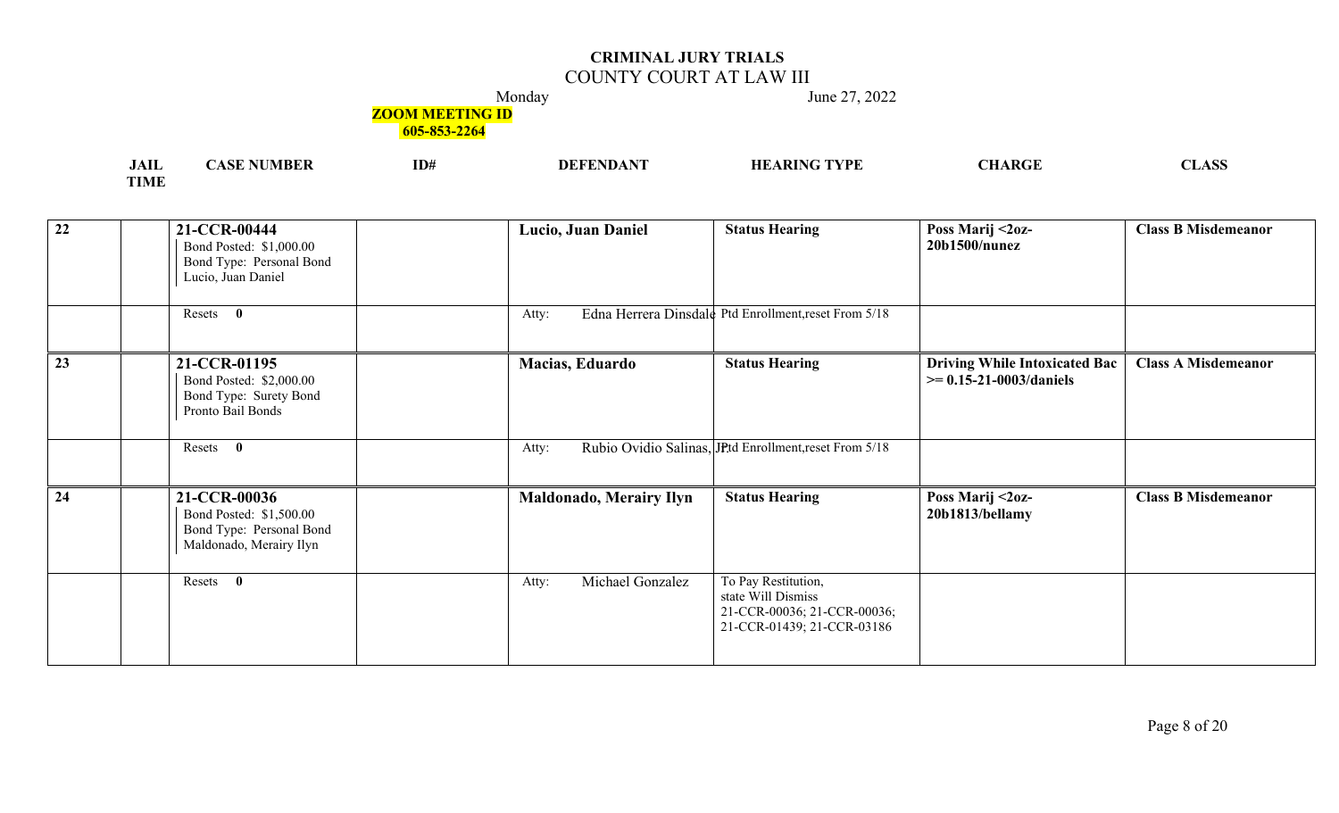# CRIMINAL JURY TRIALS

## COUNTY COURT AT LAW III

Monday June 27, 2022

**ZOOM MEETING ID**
**605-853-2264**

| JAIL TIME | | CASE NUMBER | ID# | DEFENDANT | HEARING TYPE | CHARGE | CLASS |
|---|---|---|---|---|---|---|---|
| 22 | | **21-CCR-00444** Bond Posted: $1,000.00 Bond Type: Personal Bond Lucio, Juan Daniel | | **Lucio, Juan Daniel** | **Status Hearing** | **Poss Marij <2oz-20b1500/nunez** | **Class B Misdemeanor** |
| | | Resets **0** | | Atty: Edna Herrera Dinsdale | Ptd Enrollment,reset From 5/18 | | |
| 23 | | **21-CCR-01195** Bond Posted: $2,000.00 Bond Type: Surety Bond Pronto Bail Bonds | | **Macias, Eduardo** | **Status Hearing** | **Driving While Intoxicated Bac >= 0.15-21-0003/daniels** | **Class A Misdemeanor** |
| | | Resets **0** | | Atty: Rubio Ovidio Salinas, JR | Ptd Enrollment,reset From 5/18 | | |
| 24 | | **21-CCR-00036** Bond Posted: $1,500.00 Bond Type: Personal Bond Maldonado, Merairy Ilyn | | **Maldonado, Merairy Ilyn** | **Status Hearing** | **Poss Marij <2oz-20b1813/bellamy** | **Class B Misdemeanor** |
| | | Resets **0** | | Atty: Michael Gonzalez | To Pay Restitution, state Will Dismiss 21-CCR-00036; 21-CCR-00036; 21-CCR-01439; 21-CCR-03186 | | |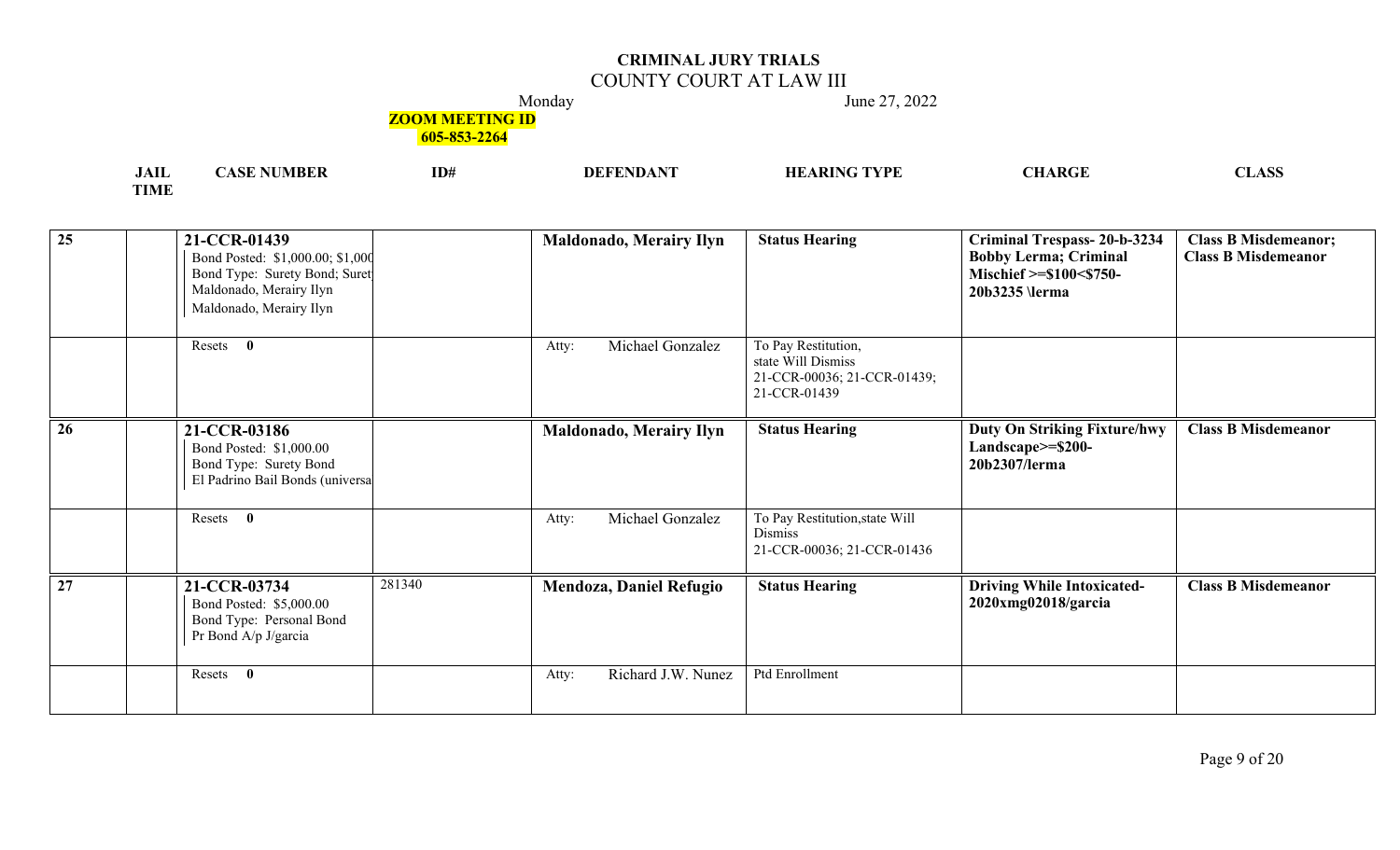# CRIMINAL JURY TRIALS

## COUNTY COURT AT LAW III

Monday June 27, 2022

**ZOOM MEETING ID**
**605-853-2264**

| JAIL TIME | | CASE NUMBER | ID# | DEFENDANT | HEARING TYPE | CHARGE | CLASS |
|---|---|---|---|---|---|---|---|
| **25** | | **21-CCR-01439**<br>Bond Posted: $1,000.00; $1,000<br>Bond Type: Surety Bond; Suret<br>Maldonado, Merairy Ilyn<br>Maldonado, Merairy Ilyn | | **Maldonado, Merairy Ilyn** | **Status Hearing** | **Criminal Trespass- 20-b-3234 Bobby Lerma; Criminal Mischief >=$100<$750- 20b3235 \lerma** | **Class B Misdemeanor; Class B Misdemeanor** |
| | | Resets **0** | | Atty: Michael Gonzalez | To Pay Restitution, state Will Dismiss 21-CCR-00036; 21-CCR-01439; 21-CCR-01439 | | |
| **26** | | **21-CCR-03186**<br>Bond Posted: $1,000.00<br>Bond Type: Surety Bond<br>El Padrino Bail Bonds (universa | | **Maldonado, Merairy Ilyn** | **Status Hearing** | **Duty On Striking Fixture/hwy Landscape>=$200- 20b2307/lerma** | **Class B Misdemeanor** |
| | | Resets **0** | | Atty: Michael Gonzalez | To Pay Restitution,state Will Dismiss 21-CCR-00036; 21-CCR-01436 | | |
| **27** | | **21-CCR-03734**<br>Bond Posted: $5,000.00<br>Bond Type: Personal Bond<br>Pr Bond A/p J/garcia | 281340 | **Mendoza, Daniel Refugio** | **Status Hearing** | **Driving While Intoxicated- 2020xmg02018/garcia** | **Class B Misdemeanor** |
| | | Resets **0** | | Atty: Richard J.W. Nunez | Ptd Enrollment | | |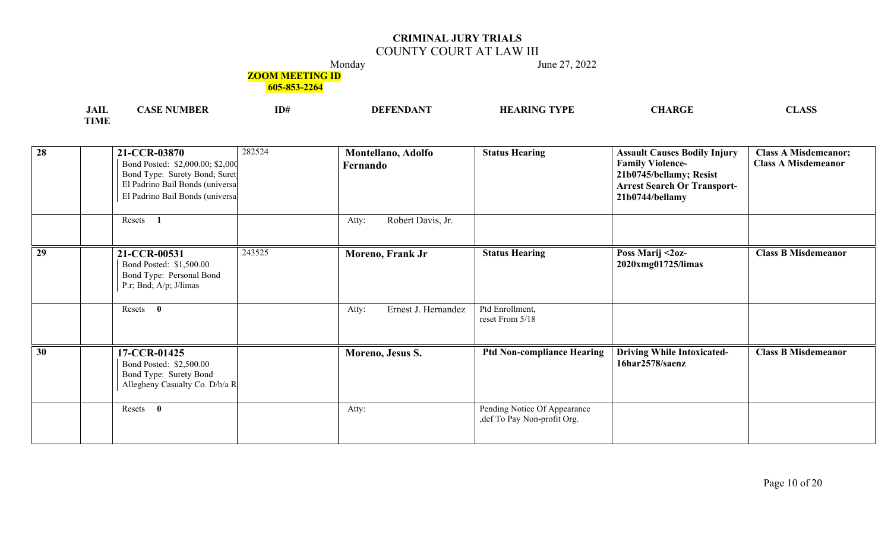# CRIMINAL JURY TRIALS

## COUNTY COURT AT LAW III

Monday June 27, 2022

**ZOOM MEETING ID**
**605-853-2264**

| # | JAIL TIME | CASE NUMBER | ID# | DEFENDANT | HEARING TYPE | CHARGE | CLASS |
|---|---|---|---|---|---|---|---|
| **28** | | **21-CCR-03870**<br>Bond Posted: $2,000.00; $2,000<br>Bond Type: Surety Bond; Suret<br>El Padrino Bail Bonds (universa<br>El Padrino Bail Bonds (universa | 282524 | **Montellano, Adolfo Fernando** | **Status Hearing** | **Assault Causes Bodily Injury Family Violence-21b0745/bellamy; Resist Arrest Search Or Transport-21b0744/bellamy** | **Class A Misdemeanor; Class A Misdemeanor** |
| | | Resets **1** | | Atty: Robert Davis, Jr. | | | |
| **29** | | **21-CCR-00531**<br>Bond Posted: $1,500.00<br>Bond Type: Personal Bond<br>P.r; Bnd; A/p; J/limas | 243525 | **Moreno, Frank Jr** | **Status Hearing** | **Poss Marij <2oz-2020xmg01725/limas** | **Class B Misdemeanor** |
| | | Resets **0** | | Atty: Ernest J. Hernandez | Ptd Enrollment, reset From 5/18 | | |
| **30** | | **17-CCR-01425**<br>Bond Posted: $2,500.00<br>Bond Type: Surety Bond<br>Allegheny Casualty Co. D/b/a R | | **Moreno, Jesus S.** | **Ptd Non-compliance Hearing** | **Driving While Intoxicated-16har2578/saenz** | **Class B Misdemeanor** |
| | | Resets **0** | | Atty: | Pending Notice Of Appearance ,def To Pay Non-profit Org. | | |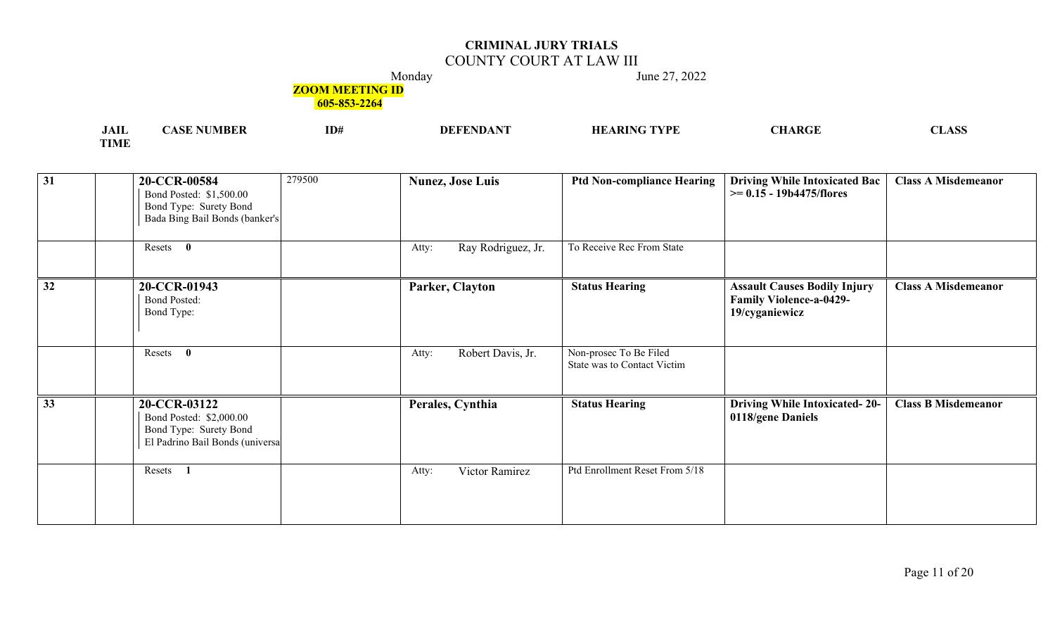# CRIMINAL JURY TRIALS

## COUNTY COURT AT LAW III

Monday June 27, 2022

**ZOOM MEETING ID**
**605-853-2264**

| | JAIL TIME | CASE NUMBER | ID# | DEFENDANT | HEARING TYPE | CHARGE | CLASS |
|---|---|---|---|---|---|---|---|
| 31 | | **20-CCR-00584**<br>Bond Posted: $1,500.00<br>Bond Type: Surety Bond<br>Bada Bing Bail Bonds (banker's | 279500 | **Nunez, Jose Luis** | **Ptd Non-compliance Hearing** | **Driving While Intoxicated Bac >= 0.15 - 19b4475/flores** | **Class A Misdemeanor** |
| | | Resets **0** | | Atty: Ray Rodriguez, Jr. | To Receive Rec From State | | |
| 32 | | **20-CCR-01943**<br>Bond Posted:<br>Bond Type: | | **Parker, Clayton** | **Status Hearing** | **Assault Causes Bodily Injury Family Violence-a-0429-19/cyganiewicz** | **Class A Misdemeanor** |
| | | Resets **0** | | Atty: Robert Davis, Jr. | Non-prosec To Be Filed<br>State was to Contact Victim | | |
| 33 | | **20-CCR-03122**<br>Bond Posted: $2,000.00<br>Bond Type: Surety Bond<br>El Padrino Bail Bonds (universa | | **Perales, Cynthia** | **Status Hearing** | **Driving While Intoxicated- 20-0118/gene Daniels** | **Class B Misdemeanor** |
| | | Resets **1** | | Atty: Victor Ramirez | Ptd Enrollment Reset From 5/18 | | |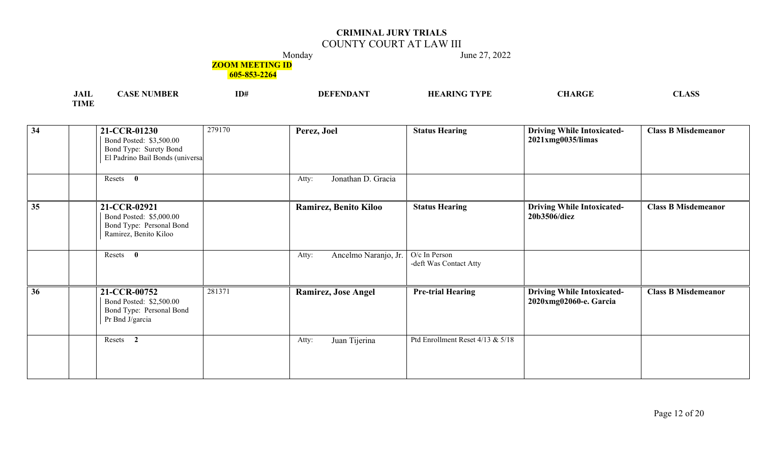# CRIMINAL JURY TRIALS

## COUNTY COURT AT LAW III

Monday June 27, 2022

**ZOOM MEETING ID**
**605-853-2264**

| | JAIL TIME | CASE NUMBER | ID# | DEFENDANT | HEARING TYPE | CHARGE | CLASS |
|---|---|---|---|---|---|---|---|
| **34** | | **21-CCR-01230**<br>Bond Posted: $3,500.00<br>Bond Type: Surety Bond<br>El Padrino Bail Bonds (universa | 279170 | **Perez, Joel** | **Status Hearing** | **Driving While Intoxicated-2021xmg0035/limas** | **Class B Misdemeanor** |
| | | Resets **0** | | Atty: Jonathan D. Gracia | | | |
| **35** | | **21-CCR-02921**<br>Bond Posted: $5,000.00<br>Bond Type: Personal Bond<br>Ramirez, Benito Kiloo | | **Ramirez, Benito Kiloo** | **Status Hearing** | **Driving While Intoxicated-20b3506/diez** | **Class B Misdemeanor** |
| | | Resets **0** | | Atty: Ancelmo Naranjo, Jr. | O/c In Person<br>-deft Was Contact Atty | | |
| **36** | | **21-CCR-00752**<br>Bond Posted: $2,500.00<br>Bond Type: Personal Bond<br>Pr Bnd J/garcia | 281371 | **Ramirez, Jose Angel** | **Pre-trial Hearing** | **Driving While Intoxicated-2020xmg02060-e. Garcia** | **Class B Misdemeanor** |
| | | Resets **2** | | Atty: Juan Tijerina | Ptd Enrollment Reset 4/13 & 5/18 | | |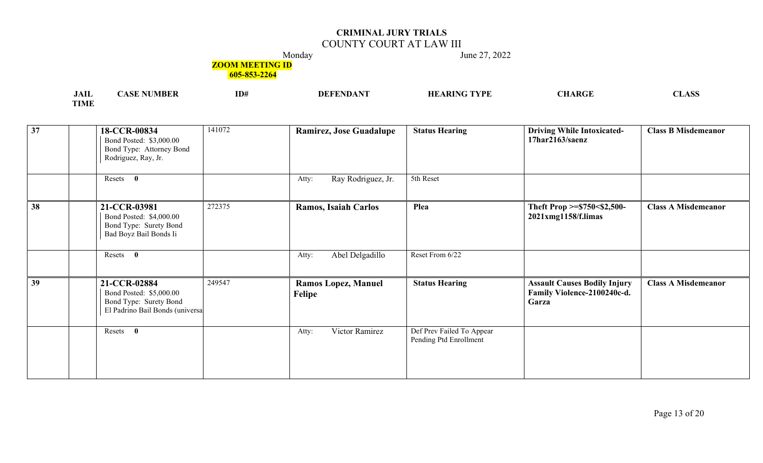# CRIMINAL JURY TRIALS

## COUNTY COURT AT LAW III

Monday June 27, 2022

**ZOOM MEETING ID**
**605-853-2264**

| | JAIL TIME | CASE NUMBER | ID# | DEFENDANT | HEARING TYPE | CHARGE | CLASS |
|---|---|---|---|---|---|---|---|
| 37 | | **18-CCR-00834**<br>Bond Posted: $3,000.00<br>Bond Type: Attorney Bond<br>Rodriguez, Ray, Jr. | 141072 | **Ramirez, Jose Guadalupe** | **Status Hearing** | **Driving While Intoxicated-17har2163/saenz** | **Class B Misdemeanor** |
| | | Resets **0** | | Atty: Ray Rodriguez, Jr. | 5th Reset | | |
| 38 | | **21-CCR-03981**<br>Bond Posted: $4,000.00<br>Bond Type: Surety Bond<br>Bad Boyz Bail Bonds Ii | 272375 | **Ramos, Isaiah Carlos** | **Plea** | **Theft Prop >=$750<$2,500-2021xmg1158/f.limas** | **Class A Misdemeanor** |
| | | Resets **0** | | Atty: Abel Delgadillo | Reset From 6/22 | | |
| 39 | | **21-CCR-02884**<br>Bond Posted: $5,000.00<br>Bond Type: Surety Bond<br>El Padrino Bail Bonds (universa | 249547 | **Ramos Lopez, Manuel Felipe** | **Status Hearing** | **Assault Causes Bodily Injury Family Violence-2100240c-d. Garza** | **Class A Misdemeanor** |
| | | Resets **0** | | Atty: Victor Ramirez | Def Prev Failed To Appear Pending Ptd Enrollment | | |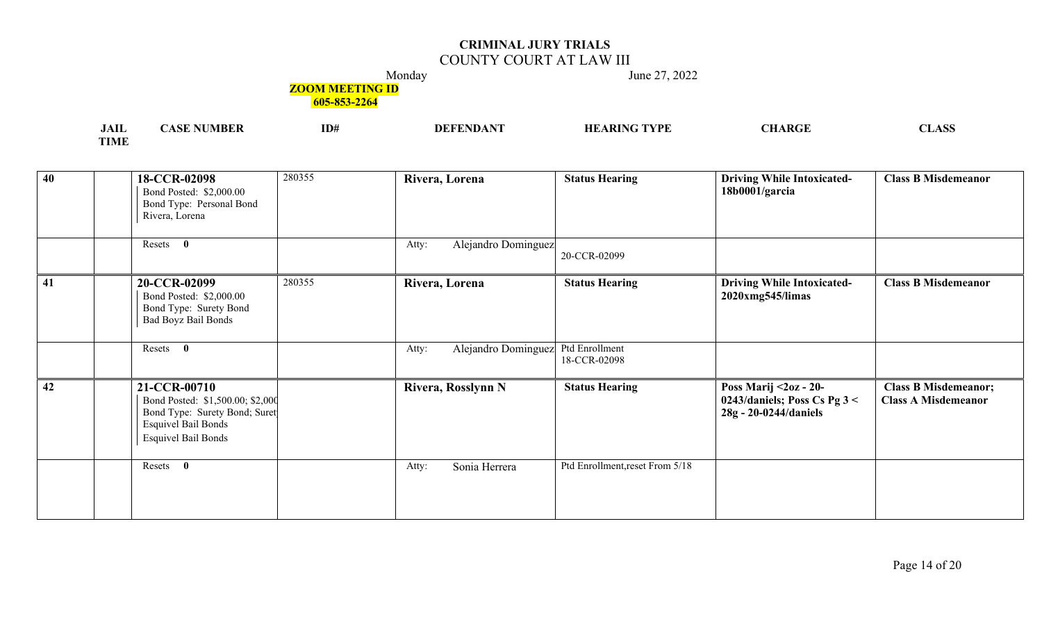# CRIMINAL JURY TRIALS

## COUNTY COURT AT LAW III

Monday June 27, 2022

**ZOOM MEETING ID**
**605-853-2264**

| JAIL | TIME | CASE NUMBER | ID# | DEFENDANT | HEARING TYPE | CHARGE | CLASS |
|---|---|---|---|---|---|---|---|
| 40 | | **18-CCR-02098**<br>Bond Posted: $2,000.00<br>Bond Type: Personal Bond<br>Rivera, Lorena | 280355 | **Rivera, Lorena** | **Status Hearing** | **Driving While Intoxicated-18b0001/garcia** | **Class B Misdemeanor** |
| | | Resets **0** | | Atty: Alejandro Dominguez | 20-CCR-02099 | | |
| 41 | | **20-CCR-02099**<br>Bond Posted: $2,000.00<br>Bond Type: Surety Bond<br>Bad Boyz Bail Bonds | 280355 | **Rivera, Lorena** | **Status Hearing** | **Driving While Intoxicated-2020xmg545/limas** | **Class B Misdemeanor** |
| | | Resets **0** | | Atty: Alejandro Dominguez | Ptd Enrollment<br>18-CCR-02098 | | |
| 42 | | **21-CCR-00710**<br>Bond Posted: $1,500.00; $2,000<br>Bond Type: Surety Bond; Suret<br>Esquivel Bail Bonds<br>Esquivel Bail Bonds | | **Rivera, Rosslynn N** | **Status Hearing** | **Poss Marij <2oz - 20-0243/daniels; Poss Cs Pg 3 < 28g - 20-0244/daniels** | **Class B Misdemeanor; Class A Misdemeanor** |
| | | Resets **0** | | Atty: Sonia Herrera | Ptd Enrollment,reset From 5/18 | | |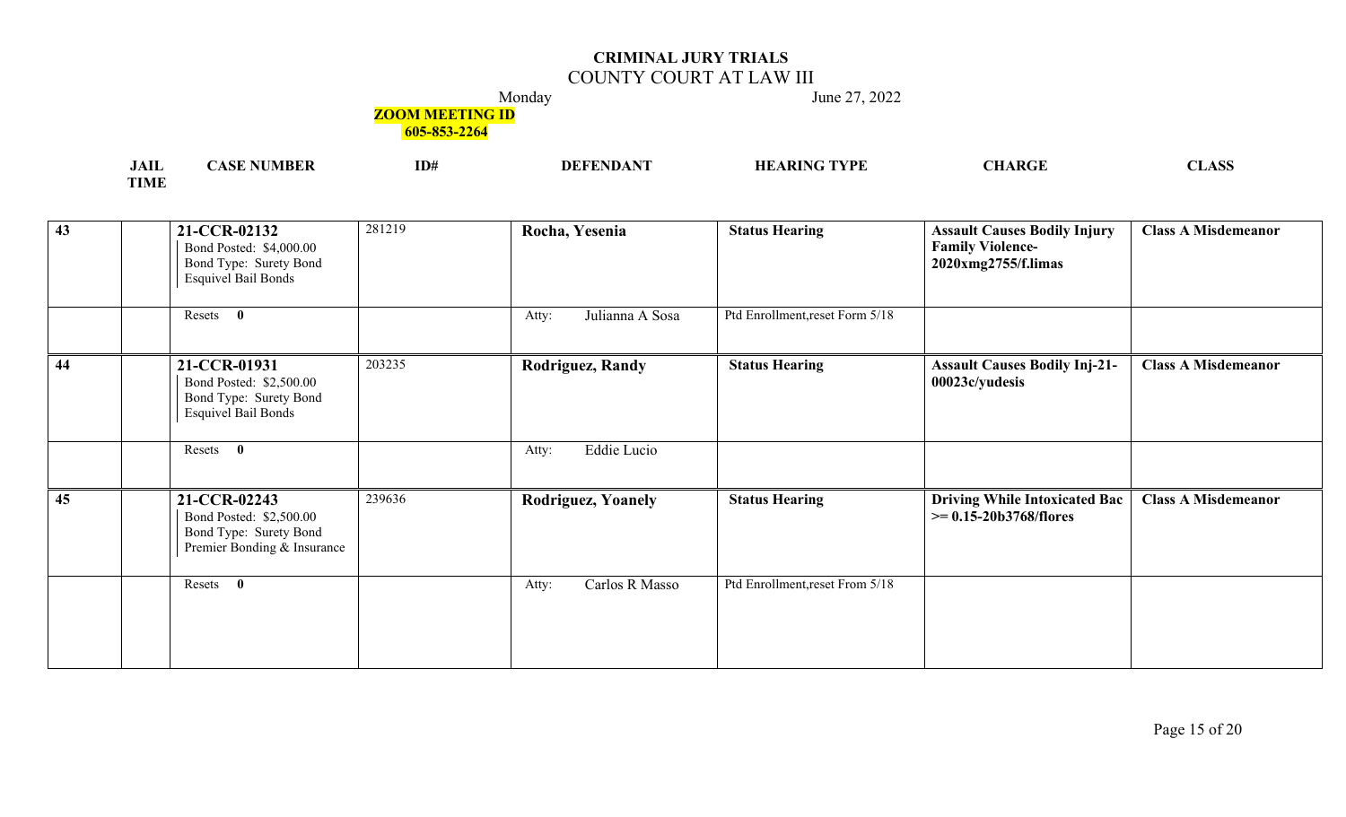# CRIMINAL JURY TRIALS

## COUNTY COURT AT LAW III

Monday June 27, 2022

**ZOOM MEETING ID**
**605-853-2264**

| JAIL TIME | | CASE NUMBER | ID# | DEFENDANT | HEARING TYPE | CHARGE | CLASS |
|---|---|---|---|---|---|---|---|
| 43 | | **21-CCR-02132**<br>Bond Posted: $4,000.00<br>Bond Type: Surety Bond<br>Esquivel Bail Bonds | 281219 | **Rocha, Yesenia** | **Status Hearing** | **Assault Causes Bodily Injury Family Violence-2020xmg2755/f.limas** | **Class A Misdemeanor** |
| | | Resets **0** | | Atty: Julianna A Sosa | Ptd Enrollment,reset Form 5/18 | | |
| 44 | | **21-CCR-01931**<br>Bond Posted: $2,500.00<br>Bond Type: Surety Bond<br>Esquivel Bail Bonds | 203235 | **Rodriguez, Randy** | **Status Hearing** | **Assault Causes Bodily Inj-21-00023c/yudesis** | **Class A Misdemeanor** |
| | | Resets **0** | | Atty: Eddie Lucio | | | |
| 45 | | **21-CCR-02243**<br>Bond Posted: $2,500.00<br>Bond Type: Surety Bond<br>Premier Bonding & Insurance | 239636 | **Rodriguez, Yoanely** | **Status Hearing** | **Driving While Intoxicated Bac >= 0.15-20b3768/flores** | **Class A Misdemeanor** |
| | | Resets **0** | | Atty: Carlos R Masso | Ptd Enrollment,reset From 5/18 | | |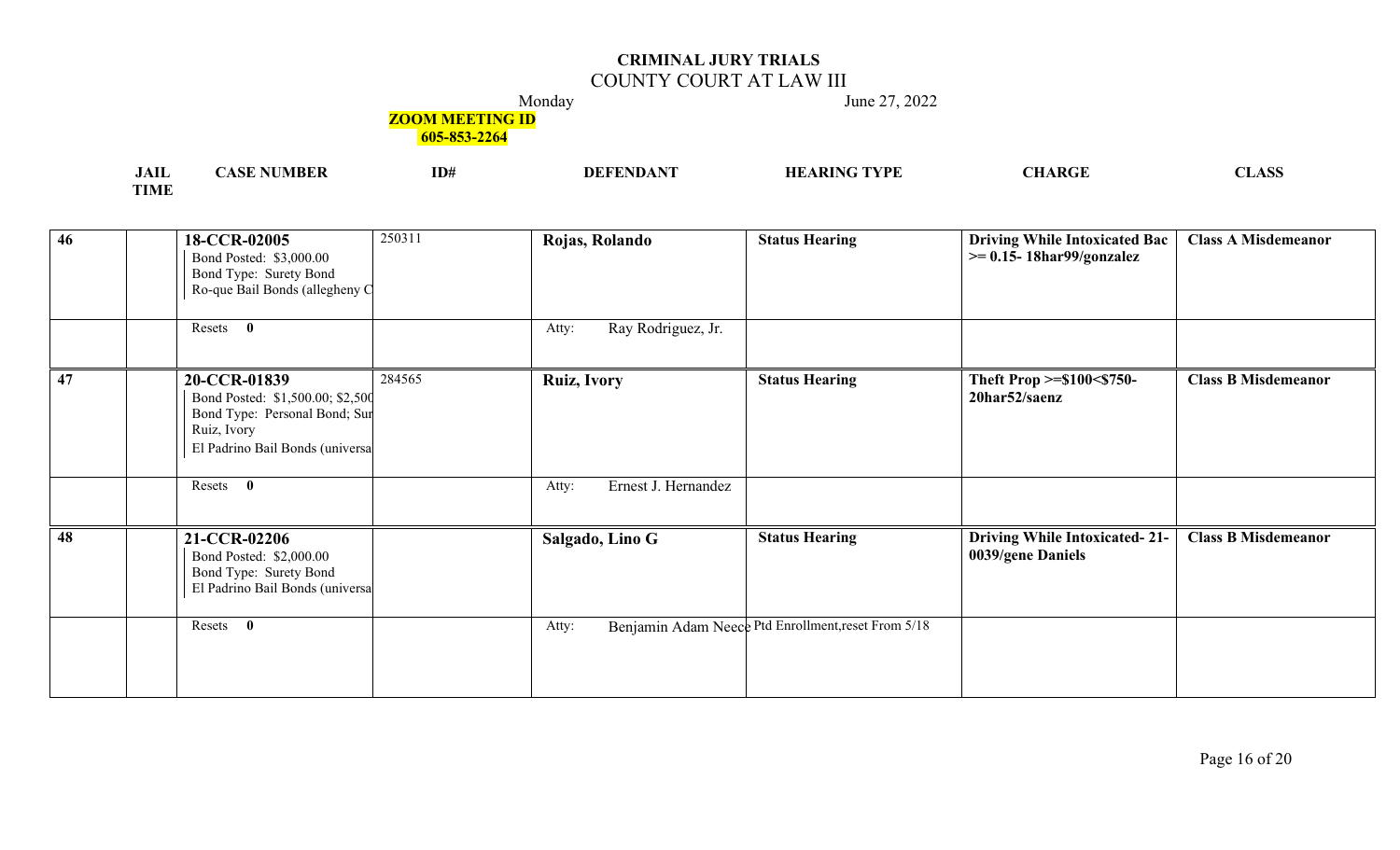# CRIMINAL JURY TRIALS

## COUNTY COURT AT LAW III

Monday June 27, 2022

**ZOOM MEETING ID**
**605-853-2264**

| | JAIL TIME | CASE NUMBER | ID# | DEFENDANT | HEARING TYPE | CHARGE | CLASS |
|---|---|---|---|---|---|---|---|
| 46 | | **18-CCR-02005**<br>Bond Posted: $3,000.00<br>Bond Type: Surety Bond<br>Ro-que Bail Bonds (allegheny C | 250311 | **Rojas, Rolando** | **Status Hearing** | **Driving While Intoxicated Bac >= 0.15- 18har99/gonzalez** | **Class A Misdemeanor** |
| | | Resets **0** | | Atty: Ray Rodriguez, Jr. | | | |
| 47 | | **20-CCR-01839**<br>Bond Posted: $1,500.00; $2,500<br>Bond Type: Personal Bond; Sur<br>Ruiz, Ivory<br>El Padrino Bail Bonds (universa | 284565 | **Ruiz, Ivory** | **Status Hearing** | **Theft Prop >=$100<$750- 20har52/saenz** | **Class B Misdemeanor** |
| | | Resets **0** | | Atty: Ernest J. Hernandez | | | |
| 48 | | **21-CCR-02206**<br>Bond Posted: $2,000.00<br>Bond Type: Surety Bond<br>El Padrino Bail Bonds (universa | | **Salgado, Lino G** | **Status Hearing** | **Driving While Intoxicated- 21-0039/gene Daniels** | **Class B Misdemeanor** |
| | | Resets **0** | | Atty: Benjamin Adam Neece | Ptd Enrollment,reset From 5/18 | | |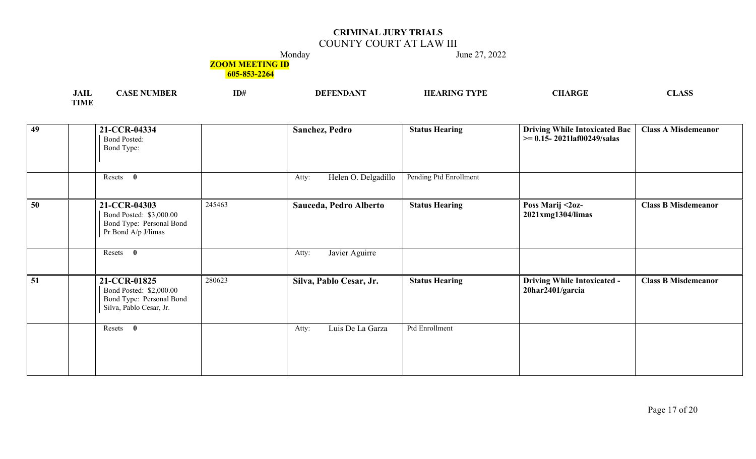**CRIMINAL JURY TRIALS**
COUNTY COURT AT LAW III
Monday June 27, 2022

**ZOOM MEETING ID**
**605-853-2264**

| JAIL TIME | | CASE NUMBER | ID# | DEFENDANT | HEARING TYPE | CHARGE | CLASS |
|---|---|---|---|---|---|---|---|
| **49** | | **21-CCR-04334**<br>Bond Posted:<br>Bond Type: | | **Sanchez, Pedro** | **Status Hearing** | **Driving While Intoxicated Bac >= 0.15- 2021laf00249/salas** | **Class A Misdemeanor** |
| | | Resets **0** | | Atty: Helen O. Delgadillo | Pending Ptd Enrollment | | |
| **50** | | **21-CCR-04303**<br>Bond Posted: $3,000.00<br>Bond Type: Personal Bond<br>Pr Bond A/p J/limas | 245463 | **Sauceda, Pedro Alberto** | **Status Hearing** | **Poss Marij <2oz- 2021xmg1304/limas** | **Class B Misdemeanor** |
| | | Resets **0** | | Atty: Javier Aguirre | | | |
| **51** | | **21-CCR-01825**<br>Bond Posted: $2,000.00<br>Bond Type: Personal Bond<br>Silva, Pablo Cesar, Jr. | 280623 | **Silva, Pablo Cesar, Jr.** | **Status Hearing** | **Driving While Intoxicated - 20har2401/garcia** | **Class B Misdemeanor** |
| | | Resets **0** | | Atty: Luis De La Garza | Ptd Enrollment | | |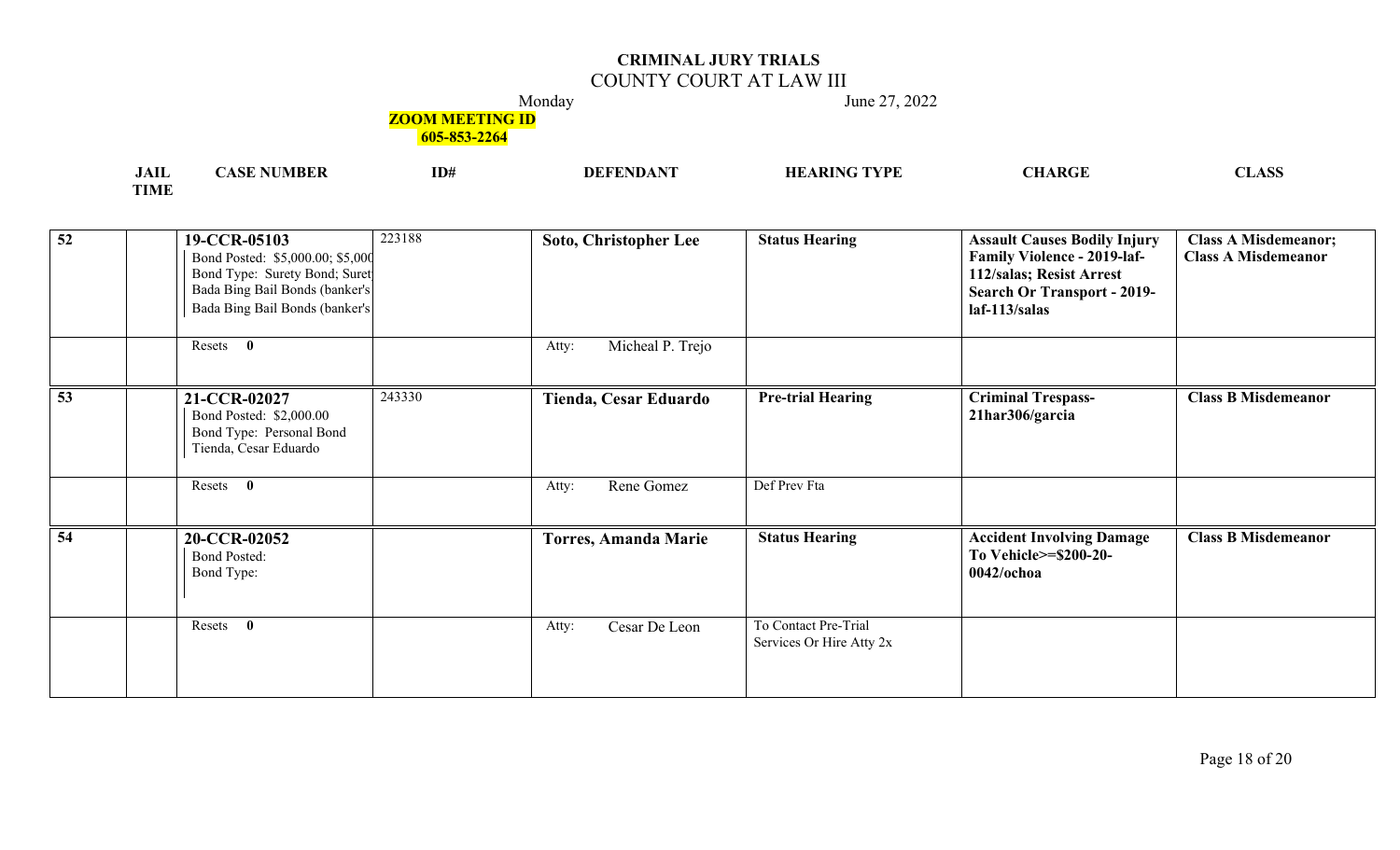# CRIMINAL JURY TRIALS

## COUNTY COURT AT LAW III

Monday June 27, 2022

**ZOOM MEETING ID 605-853-2264**

| JAIL TIME | CASE NUMBER | ID# | DEFENDANT | HEARING TYPE | CHARGE | CLASS |
|---|---|---|---|---|---|---|
| 52 | | **19-CCR-05103** Bond Posted: $5,000.00; $5,000 Bond Type: Surety Bond; Surety Bada Bing Bail Bonds (banker's Bada Bing Bail Bonds (banker's | 223188 | **Soto, Christopher Lee** | **Status Hearing** | **Assault Causes Bodily Injury Family Violence - 2019-laf-112/salas; Resist Arrest Search Or Transport - 2019-laf-113/salas** | **Class A Misdemeanor; Class A Misdemeanor** |
| | | Resets **0** | | Atty: Micheal P. Trejo | | | |
| 53 | | **21-CCR-02027** Bond Posted: $2,000.00 Bond Type: Personal Bond Tienda, Cesar Eduardo | 243330 | **Tienda, Cesar Eduardo** | **Pre-trial Hearing** | **Criminal Trespass-21har306/garcia** | **Class B Misdemeanor** |
| | | Resets **0** | | Atty: Rene Gomez | Def Prev Fta | | |
| 54 | | **20-CCR-02052** Bond Posted: Bond Type: | | **Torres, Amanda Marie** | **Status Hearing** | **Accident Involving Damage To Vehicle>=$200-20-0042/ochoa** | **Class B Misdemeanor** |
| | | Resets **0** | | Atty: Cesar De Leon | To Contact Pre-Trial Services Or Hire Atty 2x | | |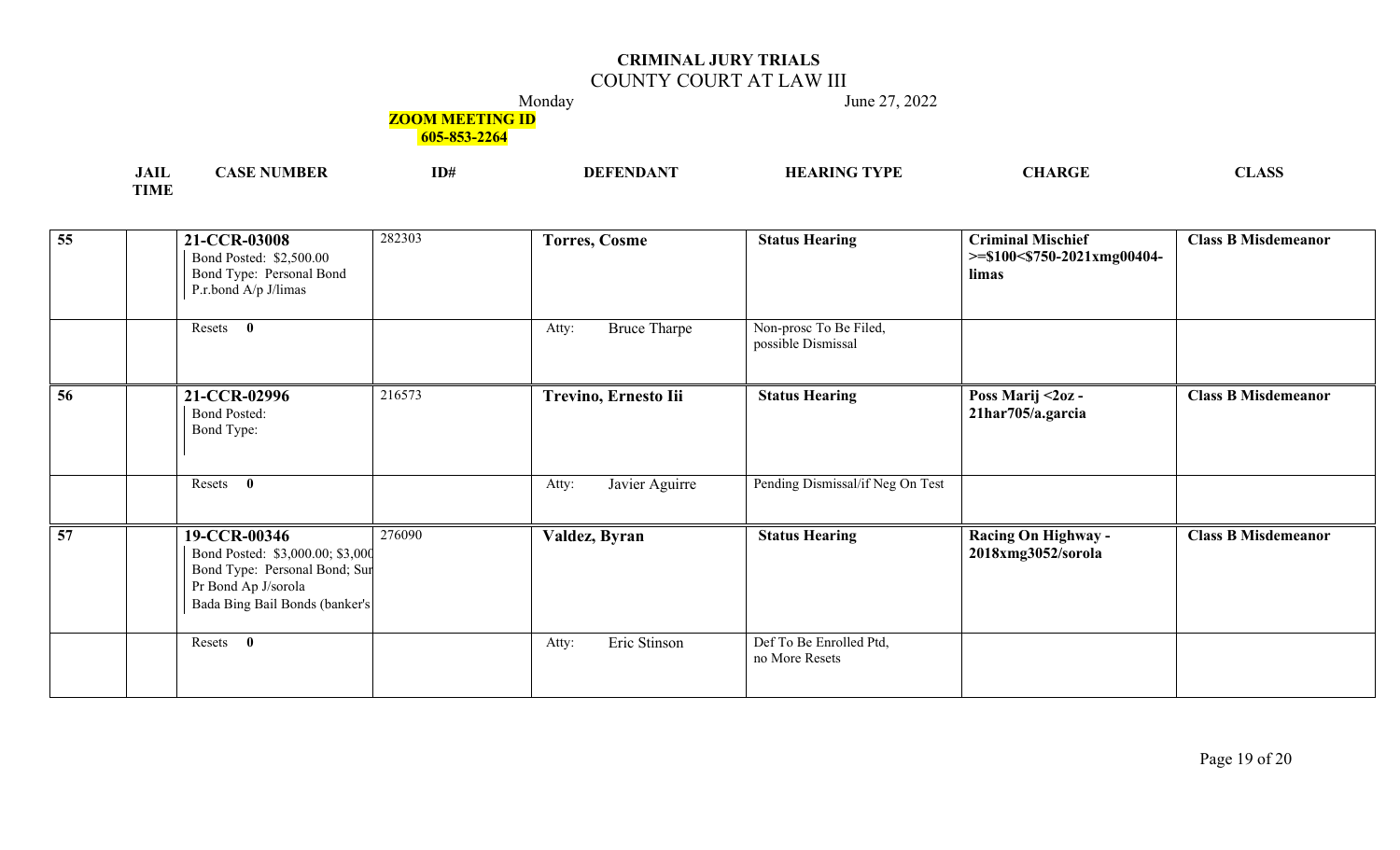# CRIMINAL JURY TRIALS
## COUNTY COURT AT LAW III

Monday June 27, 2022

**ZOOM MEETING ID 605-853-2264**

| | JAIL TIME | CASE NUMBER | ID# | DEFENDANT | HEARING TYPE | CHARGE | CLASS |
|---|---|---|---|---|---|---|---|
| **55** | | **21-CCR-03008** Bond Posted: $2,500.00 Bond Type: Personal Bond P.r.bond A/p J/limas | 282303 | **Torres, Cosme** | **Status Hearing** | **Criminal Mischief >=$100<$750-2021xmg00404-limas** | **Class B Misdemeanor** |
| | | Resets **0** | | Atty: Bruce Tharpe | Non-prosc To Be Filed, possible Dismissal | | |
| **56** | | **21-CCR-02996** Bond Posted: Bond Type: | 216573 | **Trevino, Ernesto Iii** | **Status Hearing** | **Poss Marij <2oz - 21har705/a.garcia** | **Class B Misdemeanor** |
| | | Resets **0** | | Atty: Javier Aguirre | Pending Dismissal/if Neg On Test | | |
| **57** | | **19-CCR-00346** Bond Posted: $3,000.00; $3,000 Bond Type: Personal Bond; Sur Pr Bond Ap J/sorola Bada Bing Bail Bonds (banker's | 276090 | **Valdez, Byran** | **Status Hearing** | **Racing On Highway - 2018xmg3052/sorola** | **Class B Misdemeanor** |
| | | Resets **0** | | Atty: Eric Stinson | Def To Be Enrolled Ptd, no More Resets | | |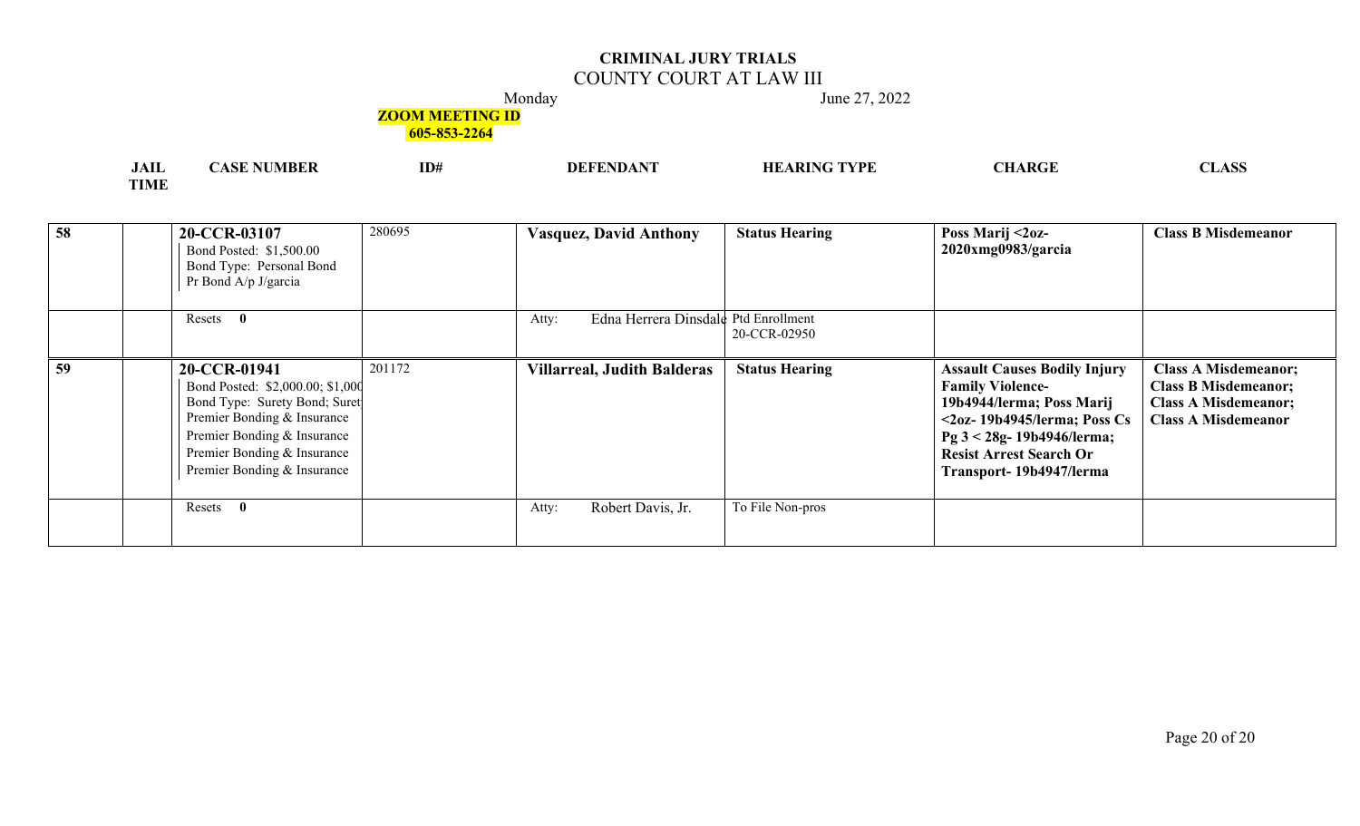# CRIMINAL JURY TRIALS

## COUNTY COURT AT LAW III

Monday June 27, 2022

**ZOOM MEETING ID**
**605-853-2264**

| JAIL | TIME | CASE NUMBER | ID# | DEFENDANT | HEARING TYPE | CHARGE | CLASS |
|---|---|---|---|---|---|---|---|
| **58** | | **20-CCR-03107** Bond Posted: $1,500.00 Bond Type: Personal Bond Pr Bond A/p J/garcia | 280695 | **Vasquez, David Anthony** | **Status Hearing** | **Poss Marij <2oz- 2020xmg0983/garcia** | **Class B Misdemeanor** |
| | | Resets **0** | | Atty: Edna Herrera Dinsdale | Ptd Enrollment 20-CCR-02950 | | |
| **59** | | **20-CCR-01941** Bond Posted: $2,000.00; $1,000 Bond Type: Surety Bond; Suret Premier Bonding & Insurance Premier Bonding & Insurance Premier Bonding & Insurance Premier Bonding & Insurance | 201172 | **Villarreal, Judith Balderas** | **Status Hearing** | **Assault Causes Bodily Injury Family Violence- 19b4944/lerma; Poss Marij <2oz- 19b4945/lerma; Poss Cs Pg 3 < 28g- 19b4946/lerma; Resist Arrest Search Or Transport- 19b4947/lerma** | **Class A Misdemeanor; Class B Misdemeanor; Class A Misdemeanor; Class A Misdemeanor** |
| | | Resets **0** | | Atty: Robert Davis, Jr. | To File Non-pros | | |